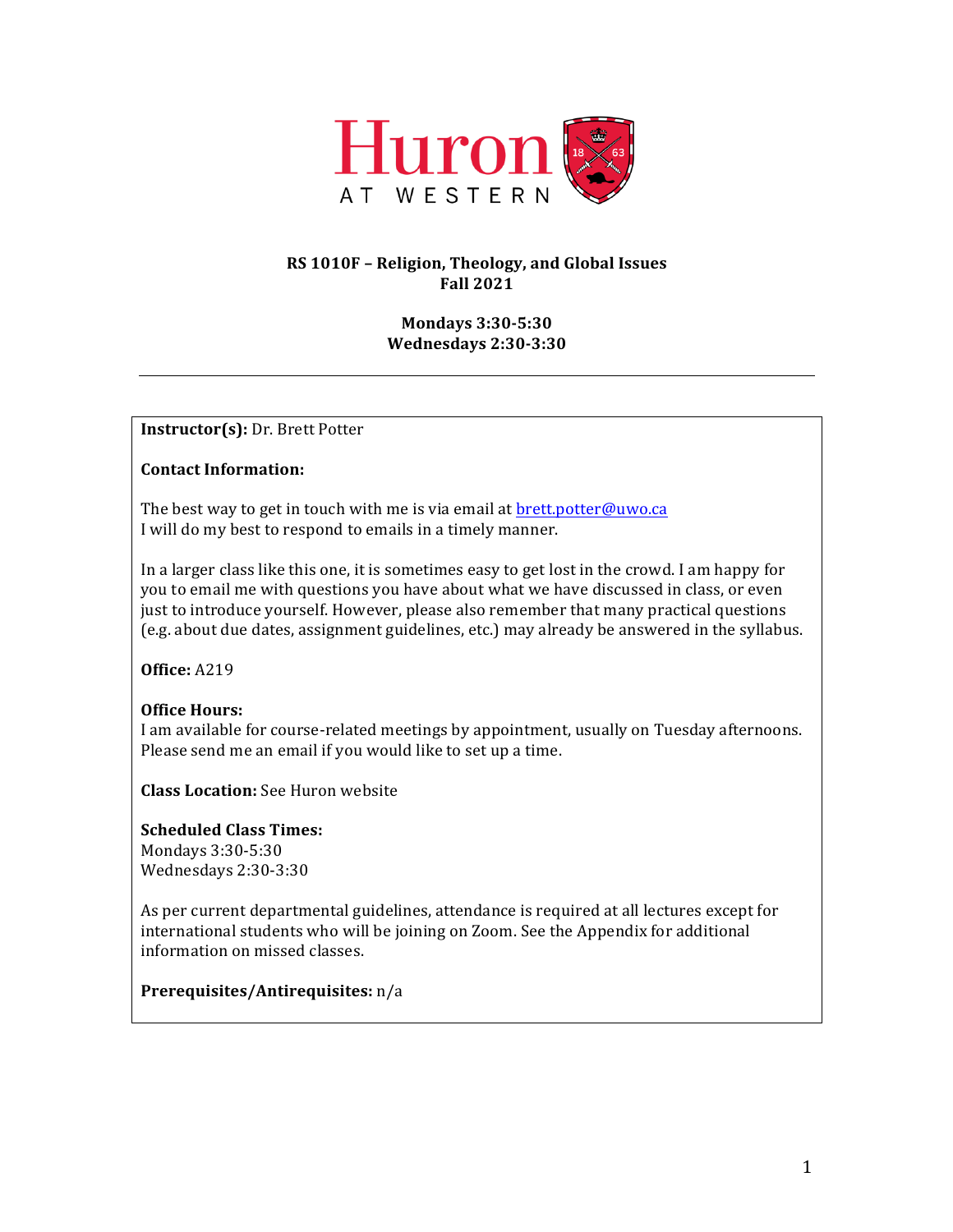Huron AT WESTERN

**RS 1010F – Religion, Theology, and Global Issues**
**Fall 2021**

**Mondays 3:30-5:30**
**Wednesdays 2:30-3:30**

---

**Instructor(s):** Dr. Brett Potter

**Contact Information:**

The best way to get in touch with me is via email at brett.potter@uwo.ca
I will do my best to respond to emails in a timely manner.

In a larger class like this one, it is sometimes easy to get lost in the crowd. I am happy for you to email me with questions you have about what we have discussed in class, or even just to introduce yourself. However, please also remember that many practical questions (e.g. about due dates, assignment guidelines, etc.) may already be answered in the syllabus.

**Office:** A219

**Office Hours:**
I am available for course-related meetings by appointment, usually on Tuesday afternoons. Please send me an email if you would like to set up a time.

**Class Location:** See Huron website

**Scheduled Class Times:**
Mondays 3:30-5:30
Wednesdays 2:30-3:30

As per current departmental guidelines, attendance is required at all lectures except for international students who will be joining on Zoom. See the Appendix for additional information on missed classes.

**Prerequisites/Antirequisites:** n/a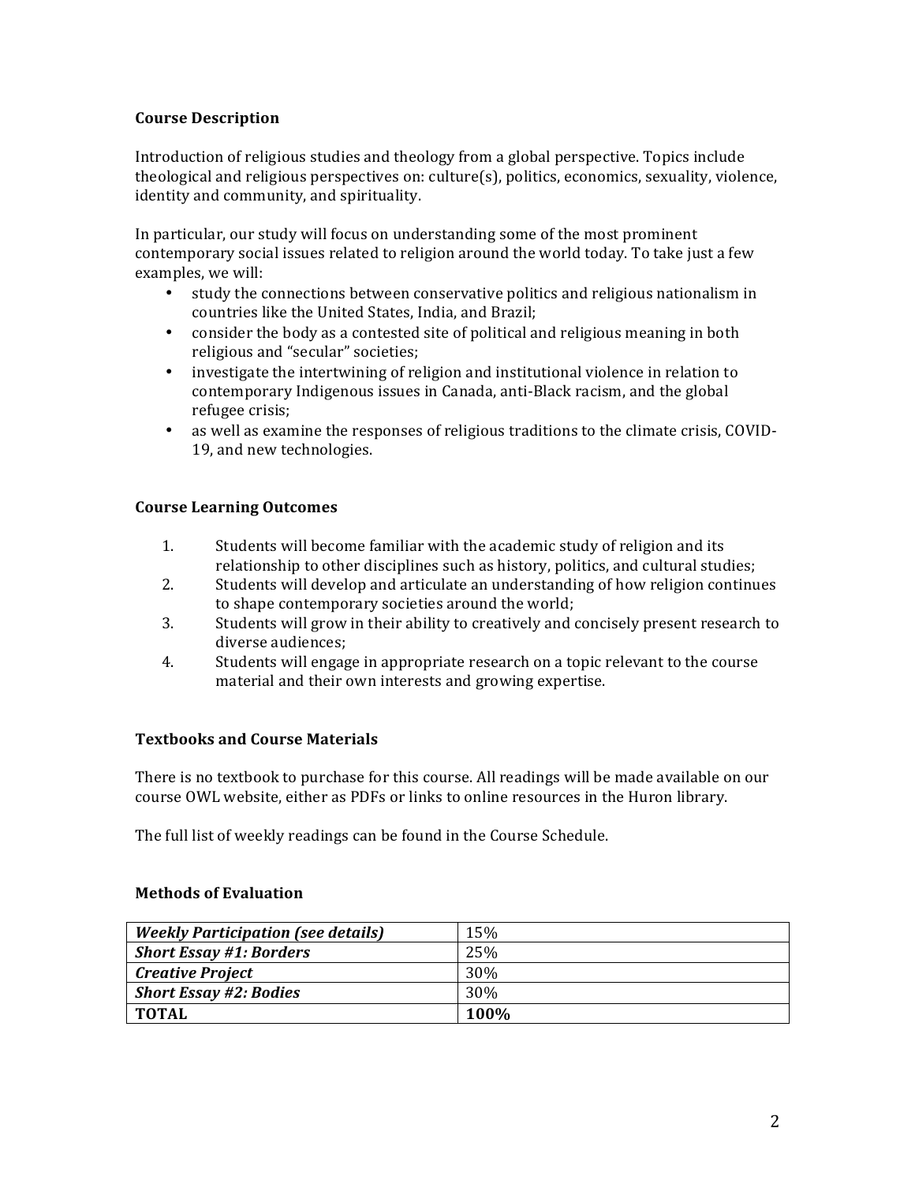## Course Description

Introduction of religious studies and theology from a global perspective. Topics include theological and religious perspectives on: culture(s), politics, economics, sexuality, violence, identity and community, and spirituality.

In particular, our study will focus on understanding some of the most prominent contemporary social issues related to religion around the world today. To take just a few examples, we will:

- study the connections between conservative politics and religious nationalism in countries like the United States, India, and Brazil;
- consider the body as a contested site of political and religious meaning in both religious and "secular" societies;
- investigate the intertwining of religion and institutional violence in relation to contemporary Indigenous issues in Canada, anti-Black racism, and the global refugee crisis;
- as well as examine the responses of religious traditions to the climate crisis, COVID-19, and new technologies.

## Course Learning Outcomes

1. Students will become familiar with the academic study of religion and its relationship to other disciplines such as history, politics, and cultural studies;
2. Students will develop and articulate an understanding of how religion continues to shape contemporary societies around the world;
3. Students will grow in their ability to creatively and concisely present research to diverse audiences;
4. Students will engage in appropriate research on a topic relevant to the course material and their own interests and growing expertise.

## Textbooks and Course Materials

There is no textbook to purchase for this course. All readings will be made available on our course OWL website, either as PDFs or links to online resources in the Huron library.

The full list of weekly readings can be found in the Course Schedule.

## Methods of Evaluation

| Assessment | Weight |
|---|---|
| ***Weekly Participation (see details)*** | 15% |
| ***Short Essay #1: Borders*** | 25% |
| ***Creative Project*** | 30% |
| ***Short Essay #2: Bodies*** | 30% |
| **TOTAL** | **100%** |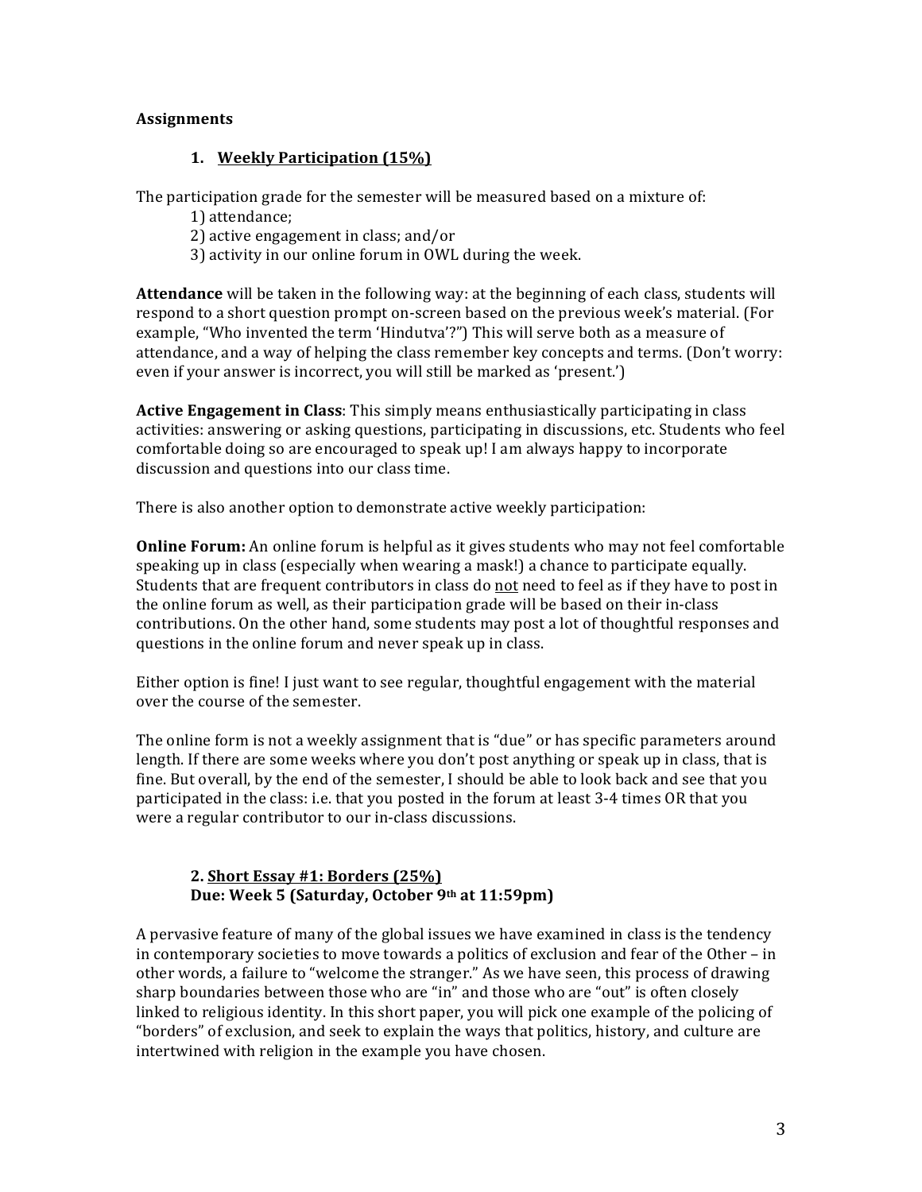**Assignments**

### 1. Weekly Participation (15%)

The participation grade for the semester will be measured based on a mixture of:

1) attendance;
2) active engagement in class; and/or
3) activity in our online forum in OWL during the week.

**Attendance** will be taken in the following way: at the beginning of each class, students will respond to a short question prompt on-screen based on the previous week's material. (For example, "Who invented the term 'Hindutva'?") This will serve both as a measure of attendance, and a way of helping the class remember key concepts and terms. (Don't worry: even if your answer is incorrect, you will still be marked as 'present.')

**Active Engagement in Class**: This simply means enthusiastically participating in class activities: answering or asking questions, participating in discussions, etc. Students who feel comfortable doing so are encouraged to speak up! I am always happy to incorporate discussion and questions into our class time.

There is also another option to demonstrate active weekly participation:

**Online Forum:** An online forum is helpful as it gives students who may not feel comfortable speaking up in class (especially when wearing a mask!) a chance to participate equally. Students that are frequent contributors in class do not need to feel as if they have to post in the online forum as well, as their participation grade will be based on their in-class contributions. On the other hand, some students may post a lot of thoughtful responses and questions in the online forum and never speak up in class.

Either option is fine! I just want to see regular, thoughtful engagement with the material over the course of the semester.

The online form is not a weekly assignment that is "due" or has specific parameters around length. If there are some weeks where you don't post anything or speak up in class, that is fine. But overall, by the end of the semester, I should be able to look back and see that you participated in the class: i.e. that you posted in the forum at least 3-4 times OR that you were a regular contributor to our in-class discussions.

### 2. Short Essay #1: Borders (25%)
**Due: Week 5 (Saturday, October 9th at 11:59pm)**

A pervasive feature of many of the global issues we have examined in class is the tendency in contemporary societies to move towards a politics of exclusion and fear of the Other – in other words, a failure to "welcome the stranger." As we have seen, this process of drawing sharp boundaries between those who are "in" and those who are "out" is often closely linked to religious identity. In this short paper, you will pick one example of the policing of "borders" of exclusion, and seek to explain the ways that politics, history, and culture are intertwined with religion in the example you have chosen.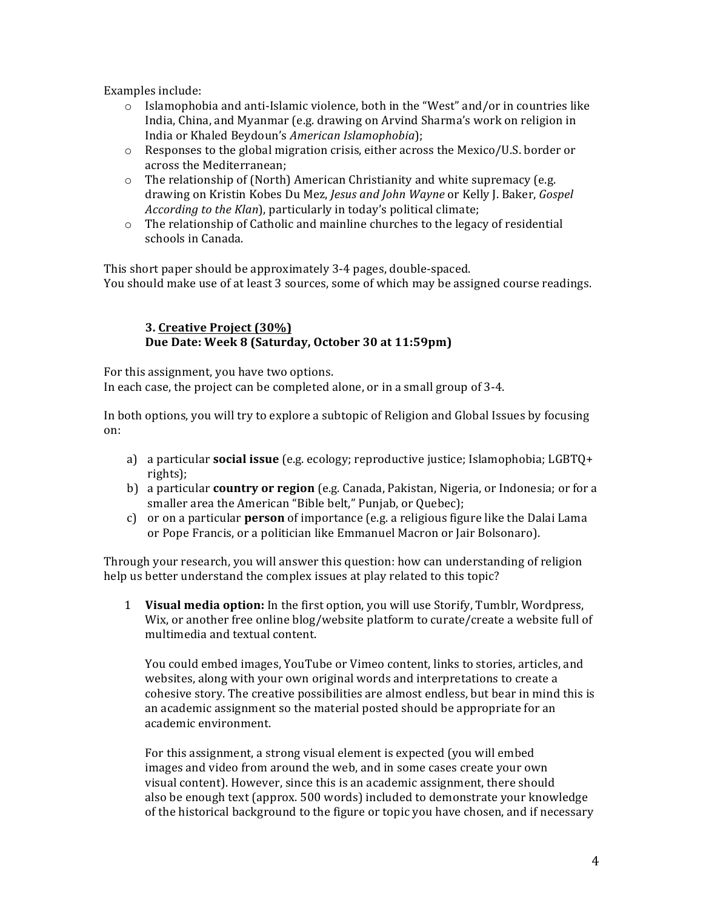Examples include:

- Islamophobia and anti-Islamic violence, both in the "West" and/or in countries like India, China, and Myanmar (e.g. drawing on Arvind Sharma's work on religion in India or Khaled Beydoun's *American Islamophobia*);
- Responses to the global migration crisis, either across the Mexico/U.S. border or across the Mediterranean;
- The relationship of (North) American Christianity and white supremacy (e.g. drawing on Kristin Kobes Du Mez, *Jesus and John Wayne* or Kelly J. Baker, *Gospel According to the Klan*), particularly in today's political climate;
- The relationship of Catholic and mainline churches to the legacy of residential schools in Canada.

This short paper should be approximately 3-4 pages, double-spaced.
You should make use of at least 3 sources, some of which may be assigned course readings.

### 3. <u>Creative Project (30%)</u>
### Due Date: Week 8 (Saturday, October 30 at 11:59pm)

For this assignment, you have two options.
In each case, the project can be completed alone, or in a small group of 3-4.

In both options, you will try to explore a subtopic of Religion and Global Issues by focusing on:

a) a particular **social issue** (e.g. ecology; reproductive justice; Islamophobia; LGBTQ+ rights);
b) a particular **country or region** (e.g. Canada, Pakistan, Nigeria, or Indonesia; or for a smaller area the American "Bible belt," Punjab, or Quebec);
c) or on a particular **person** of importance (e.g. a religious figure like the Dalai Lama or Pope Francis, or a politician like Emmanuel Macron or Jair Bolsonaro).

Through your research, you will answer this question: how can understanding of religion help us better understand the complex issues at play related to this topic?

1. **Visual media option:** In the first option, you will use Storify, Tumblr, Wordpress, Wix, or another free online blog/website platform to curate/create a website full of multimedia and textual content.

   You could embed images, YouTube or Vimeo content, links to stories, articles, and websites, along with your own original words and interpretations to create a cohesive story. The creative possibilities are almost endless, but bear in mind this is an academic assignment so the material posted should be appropriate for an academic environment.

   For this assignment, a strong visual element is expected (you will embed images and video from around the web, and in some cases create your own visual content). However, since this is an academic assignment, there should also be enough text (approx. 500 words) included to demonstrate your knowledge of the historical background to the figure or topic you have chosen, and if necessary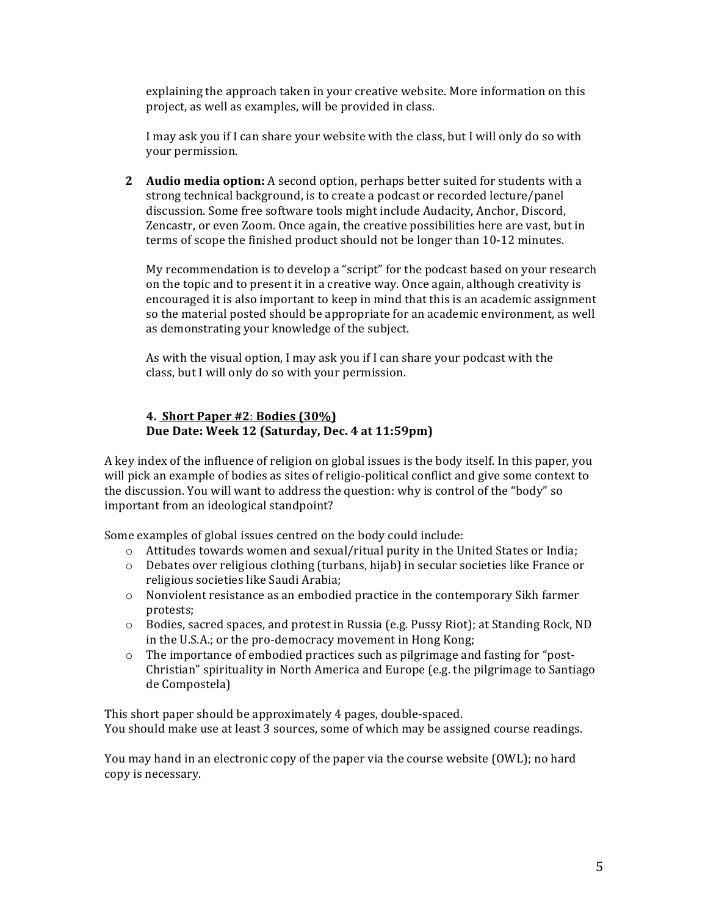explaining the approach taken in your creative website. More information on this project, as well as examples, will be provided in class.

I may ask you if I can share your website with the class, but I will only do so with your permission.

2. **Audio media option:** A second option, perhaps better suited for students with a strong technical background, is to create a podcast or recorded lecture/panel discussion. Some free software tools might include Audacity, Anchor, Discord, Zencastr, or even Zoom. Once again, the creative possibilities here are vast, but in terms of scope the finished product should not be longer than 10-12 minutes.

   My recommendation is to develop a "script" for the podcast based on your research on the topic and to present it in a creative way. Once again, although creativity is encouraged it is also important to keep in mind that this is an academic assignment so the material posted should be appropriate for an academic environment, as well as demonstrating your knowledge of the subject.

   As with the visual option, I may ask you if I can share your podcast with the class, but I will only do so with your permission.

### 4. Short Paper #2: Bodies (30%)
**Due Date: Week 12 (Saturday, Dec. 4 at 11:59pm)**

A key index of the influence of religion on global issues is the body itself. In this paper, you will pick an example of bodies as sites of religio-political conflict and give some context to the discussion. You will want to address the question: why is control of the "body" so important from an ideological standpoint?

Some examples of global issues centred on the body could include:

- Attitudes towards women and sexual/ritual purity in the United States or India;
- Debates over religious clothing (turbans, hijab) in secular societies like France or religious societies like Saudi Arabia;
- Nonviolent resistance as an embodied practice in the contemporary Sikh farmer protests;
- Bodies, sacred spaces, and protest in Russia (e.g. Pussy Riot); at Standing Rock, ND in the U.S.A.; or the pro-democracy movement in Hong Kong;
- The importance of embodied practices such as pilgrimage and fasting for "post-Christian" spirituality in North America and Europe (e.g. the pilgrimage to Santiago de Compostela)

This short paper should be approximately 4 pages, double-spaced.
You should make use at least 3 sources, some of which may be assigned course readings.

You may hand in an electronic copy of the paper via the course website (OWL); no hard copy is necessary.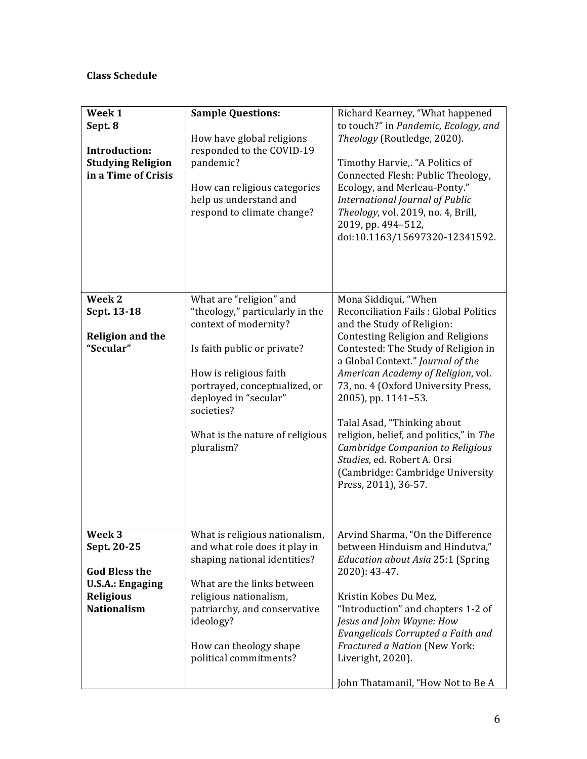**Class Schedule**

| | | |
|---|---|---|
| **Week 1**<br>**Sept. 8**<br><br>**Introduction: Studying Religion in a Time of Crisis** | **Sample Questions:**<br><br>How have global religions responded to the COVID-19 pandemic?<br><br>How can religious categories help us understand and respond to climate change? | Richard Kearney, "What happened to touch?" in *Pandemic, Ecology, and Theology* (Routledge, 2020).<br><br>Timothy Harvie,. "A Politics of Connected Flesh: Public Theology, Ecology, and Merleau-Ponty." *International Journal of Public Theology*, vol. 2019, no. 4, Brill, 2019, pp. 494–512, doi:10.1163/15697320-12341592. |
| **Week 2**<br>**Sept. 13-18**<br><br>**Religion and the "Secular"** | What are "religion" and "theology," particularly in the context of modernity?<br><br>Is faith public or private?<br><br>How is religious faith portrayed, conceptualized, or deployed in "secular" societies?<br><br>What is the nature of religious pluralism? | Mona Siddiqui, "When Reconciliation Fails : Global Politics and the Study of Religion: Contesting Religion and Religions Contested: The Study of Religion in a Global Context." *Journal of the American Academy of Religion*, vol. 73, no. 4 (Oxford University Press, 2005), pp. 1141–53.<br><br>Talal Asad, "Thinking about religion, belief, and politics," in *The Cambridge Companion to Religious Studies*, ed. Robert A. Orsi (Cambridge: Cambridge University Press, 2011), 36-57. |
| **Week 3**<br>**Sept. 20-25**<br><br>**God Bless the U.S.A.: Engaging Religious Nationalism** | What is religious nationalism, and what role does it play in shaping national identities?<br><br>What are the links between religious nationalism, patriarchy, and conservative ideology?<br><br>How can theology shape political commitments? | Arvind Sharma, "On the Difference between Hinduism and Hindutva," *Education about Asia* 25:1 (Spring 2020): 43-47.<br><br>Kristin Kobes Du Mez, "Introduction" and chapters 1-2 of *Jesus and John Wayne: How Evangelicals Corrupted a Faith and Fractured a Nation* (New York: Liveright, 2020).<br><br>John Thatamanil, "How Not to Be A |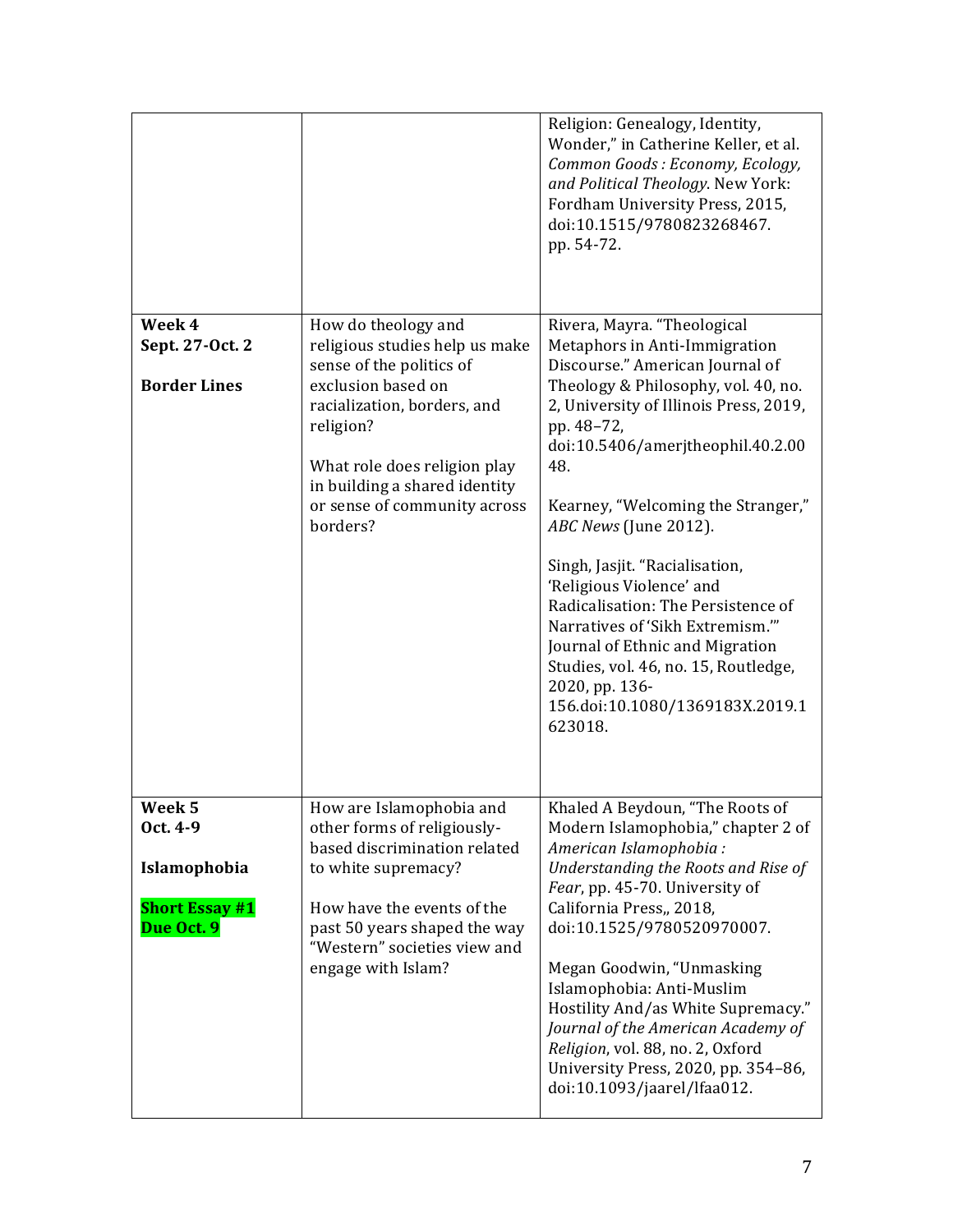| | | |
|---|---|---|
| | | Religion: Genealogy, Identity, Wonder," in Catherine Keller, et al. *Common Goods : Economy, Ecology, and Political Theology*. New York: Fordham University Press, 2015, doi:10.1515/9780823268467. pp. 54-72. |
| **Week 4**<br>**Sept. 27-Oct. 2**<br><br>**Border Lines** | How do theology and religious studies help us make sense of the politics of exclusion based on racialization, borders, and religion?<br><br>What role does religion play in building a shared identity or sense of community across borders? | Rivera, Mayra. "Theological Metaphors in Anti-Immigration Discourse." American Journal of Theology & Philosophy, vol. 40, no. 2, University of Illinois Press, 2019, pp. 48–72, doi:10.5406/amerjtheophil.40.2.0048.<br><br>Kearney, "Welcoming the Stranger," *ABC News* (June 2012).<br><br>Singh, Jasjit. "Racialisation, 'Religious Violence' and Radicalisation: The Persistence of Narratives of 'Sikh Extremism.'" Journal of Ethnic and Migration Studies, vol. 46, no. 15, Routledge, 2020, pp. 136-156.doi:10.1080/1369183X.2019.1623018. |
| **Week 5**<br>**Oct. 4-9**<br><br>**Islamophobia**<br><br>**Short Essay #1 Due Oct. 9** | How are Islamophobia and other forms of religiously-based discrimination related to white supremacy?<br><br>How have the events of the past 50 years shaped the way "Western" societies view and engage with Islam? | Khaled A Beydoun, "The Roots of Modern Islamophobia," chapter 2 of *American Islamophobia : Understanding the Roots and Rise of Fear*, pp. 45-70. University of California Press,, 2018, doi:10.1525/9780520970007.<br><br>Megan Goodwin, "Unmasking Islamophobia: Anti-Muslim Hostility And/as White Supremacy." *Journal of the American Academy of Religion*, vol. 88, no. 2, Oxford University Press, 2020, pp. 354–86, doi:10.1093/jaarel/lfaa012. |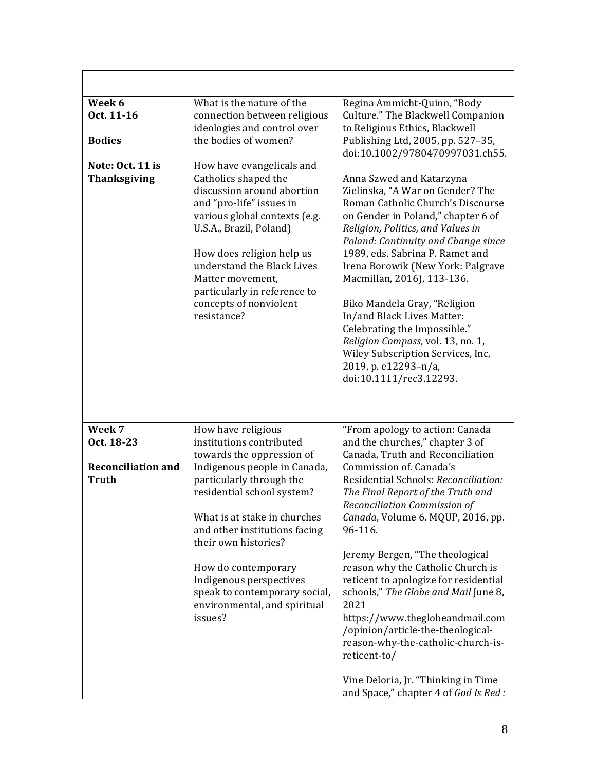| | | |
|---|---|---|
| **Week 6**<br>**Oct. 11-16**<br><br>**Bodies**<br><br>**Note: Oct. 11 is Thanksgiving** | What is the nature of the connection between religious ideologies and control over the bodies of women?<br><br>How have evangelicals and Catholics shaped the discussion around abortion and "pro-life" issues in various global contexts (e.g. U.S.A., Brazil, Poland)<br><br>How does religion help us understand the Black Lives Matter movement, particularly in reference to concepts of nonviolent resistance? | Regina Ammicht-Quinn, "Body Culture." The Blackwell Companion to Religious Ethics, Blackwell Publishing Ltd, 2005, pp. 527–35, doi:10.1002/9780470997031.ch55.<br><br>Anna Szwed and Katarzyna Zielinska, "A War on Gender? The Roman Catholic Church's Discourse on Gender in Poland," chapter 6 of *Religion, Politics, and Values in Poland: Continuity and Cbange since* 1989, eds. Sabrina P. Ramet and Irena Borowik (New York: Palgrave Macmillan, 2016), 113-136.<br><br>Biko Mandela Gray, "Religion In/and Black Lives Matter: Celebrating the Impossible." *Religion Compass*, vol. 13, no. 1, Wiley Subscription Services, Inc, 2019, p. e12293–n/a, doi:10.1111/rec3.12293. |
| **Week 7**<br>**Oct. 18-23**<br><br>**Reconciliation and Truth** | How have religious institutions contributed towards the oppression of Indigenous people in Canada, particularly through the residential school system?<br><br>What is at stake in churches and other institutions facing their own histories?<br><br>How do contemporary Indigenous perspectives speak to contemporary social, environmental, and spiritual issues? | "From apology to action: Canada and the churches," chapter 3 of Canada, Truth and Reconciliation Commission of. Canada's Residential Schools: *Reconciliation: The Final Report of the Truth and Reconciliation Commission of Canada*, Volume 6. MQUP, 2016, pp. 96-116.<br><br>Jeremy Bergen, "The theological reason why the Catholic Church is reticent to apologize for residential schools," *The Globe and Mail* June 8, 2021 https://www.theglobeandmail.com/opinion/article-the-theological-reason-why-the-catholic-church-is-reticent-to/<br><br>Vine Deloria, Jr. "Thinking in Time and Space," chapter 4 of *God Is Red :* |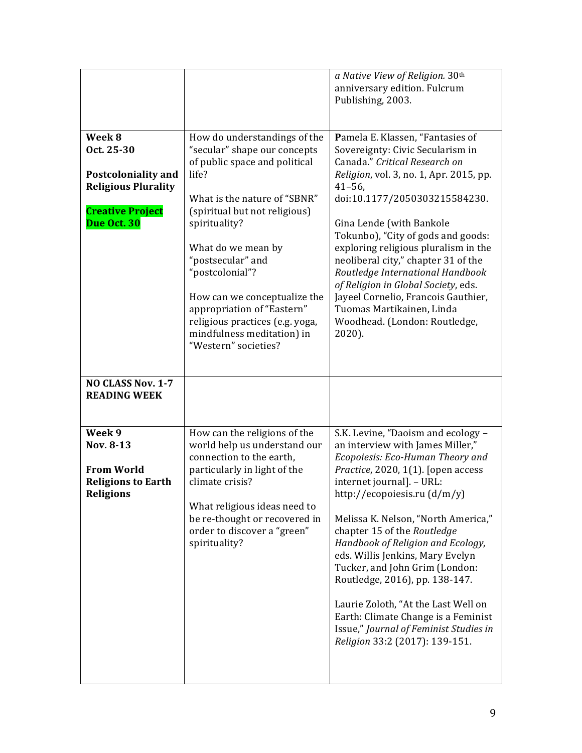| | | |
|---|---|---|
| | | *a Native View of Religion*. 30th anniversary edition. Fulcrum Publishing, 2003. |
| **Week 8**<br>**Oct. 25-30**<br><br>**Postcoloniality and Religious Plurality**<br><br>**Creative Project Due Oct. 30** | How do understandings of the "secular" shape our concepts of public space and political life?<br><br>What is the nature of "SBNR" (spiritual but not religious) spirituality?<br><br>What do we mean by "postsecular" and "postcolonial"?<br><br>How can we conceptualize the appropriation of "Eastern" religious practices (e.g. yoga, mindfulness meditation) in "Western" societies? | Pamela E. Klassen, "Fantasies of Sovereignty: Civic Secularism in Canada." *Critical Research on Religion*, vol. 3, no. 1, Apr. 2015, pp. 41–56, doi:10.1177/2050303215584230.<br><br>Gina Lende (with Bankole Tokunbo), "City of gods and goods: exploring religious pluralism in the neoliberal city," chapter 31 of the *Routledge International Handbook of Religion in Global Society*, eds. Jayeel Cornelio, Francois Gauthier, Tuomas Martikainen, Linda Woodhead. (London: Routledge, 2020). |
| **NO CLASS Nov. 1-7**<br>**READING WEEK** | | |
| **Week 9**<br>**Nov. 8-13**<br><br>**From World Religions to Earth Religions** | How can the religions of the world help us understand our connection to the earth, particularly in light of the climate crisis?<br><br>What religious ideas need to be re-thought or recovered in order to discover a "green" spirituality? | S.K. Levine, "Daoism and ecology – an interview with James Miller," *Ecopoiesis: Eco-Human Theory and Practice*, 2020, 1(1). [open access internet journal]. – URL: http://ecopoiesis.ru (d/m/y)<br><br>Melissa K. Nelson, "North America," chapter 15 of the *Routledge Handbook of Religion and Ecology*, eds. Willis Jenkins, Mary Evelyn Tucker, and John Grim (London: Routledge, 2016), pp. 138-147.<br><br>Laurie Zoloth, "At the Last Well on Earth: Climate Change is a Feminist Issue," *Journal of Feminist Studies in Religion* 33:2 (2017): 139-151. |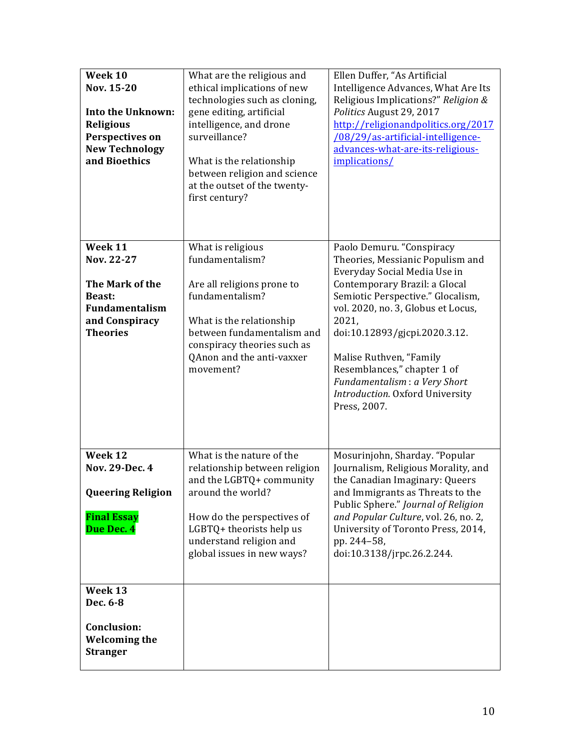| | | |
|---|---|---|
| **Week 10**<br>**Nov. 15-20**<br><br>**Into the Unknown: Religious Perspectives on New Technology and Bioethics** | What are the religious and ethical implications of new technologies such as cloning, gene editing, artificial intelligence, and drone surveillance?<br><br>What is the relationship between religion and science at the outset of the twenty-first century? | Ellen Duffer, "As Artificial Intelligence Advances, What Are Its Religious Implications?" *Religion & Politics* August 29, 2017 [http://religionandpolitics.org/2017/08/29/as-artificial-intelligence-advances-what-are-its-religious-implications/](http://religionandpolitics.org/2017/08/29/as-artificial-intelligence-advances-what-are-its-religious-implications/) |
| **Week 11**<br>**Nov. 22-27**<br><br>**The Mark of the Beast: Fundamentalism and Conspiracy Theories** | What is religious fundamentalism?<br><br>Are all religions prone to fundamentalism?<br><br>What is the relationship between fundamentalism and conspiracy theories such as QAnon and the anti-vaxxer movement? | Paolo Demuru. "Conspiracy Theories, Messianic Populism and Everyday Social Media Use in Contemporary Brazil: a Glocal Semiotic Perspective." Glocalism, vol. 2020, no. 3, Globus et Locus, 2021, doi:10.12893/gjcpi.2020.3.12.<br><br>Malise Ruthven, "Family Resemblances," chapter 1 of *Fundamentalism : a Very Short Introduction*. Oxford University Press, 2007. |
| **Week 12**<br>**Nov. 29-Dec. 4**<br><br>**Queering Religion**<br><br>**Final Essay Due Dec. 4** | What is the nature of the relationship between religion and the LGBTQ+ community around the world?<br><br>How do the perspectives of LGBTQ+ theorists help us understand religion and global issues in new ways? | Mosurinjohn, Sharday. "Popular Journalism, Religious Morality, and the Canadian Imaginary: Queers and Immigrants as Threats to the Public Sphere." *Journal of Religion and Popular Culture*, vol. 26, no. 2, University of Toronto Press, 2014, pp. 244–58, doi:10.3138/jrpc.26.2.244. |
| **Week 13**<br>**Dec. 6-8**<br><br>**Conclusion: Welcoming the Stranger** | | |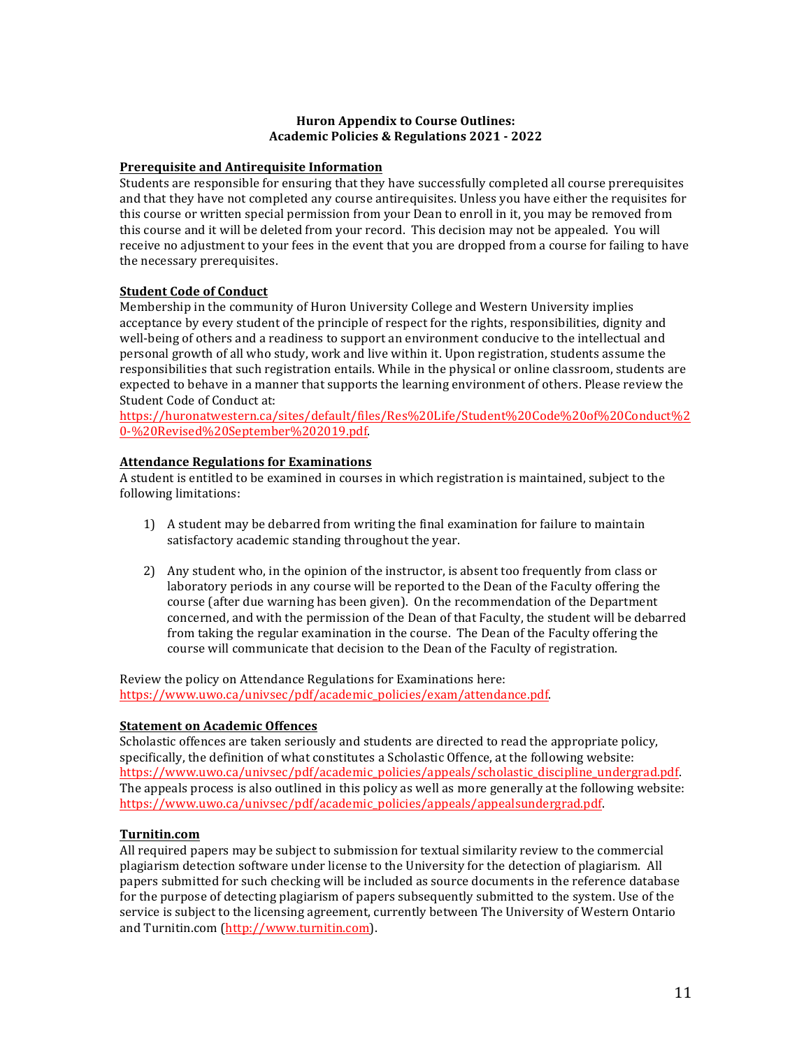**Huron Appendix to Course Outlines:**
**Academic Policies & Regulations 2021 - 2022**

**Prerequisite and Antirequisite Information**

Students are responsible for ensuring that they have successfully completed all course prerequisites and that they have not completed any course antirequisites. Unless you have either the requisites for this course or written special permission from your Dean to enroll in it, you may be removed from this course and it will be deleted from your record. This decision may not be appealed. You will receive no adjustment to your fees in the event that you are dropped from a course for failing to have the necessary prerequisites.

**Student Code of Conduct**

Membership in the community of Huron University College and Western University implies acceptance by every student of the principle of respect for the rights, responsibilities, dignity and well-being of others and a readiness to support an environment conducive to the intellectual and personal growth of all who study, work and live within it. Upon registration, students assume the responsibilities that such registration entails. While in the physical or online classroom, students are expected to behave in a manner that supports the learning environment of others. Please review the Student Code of Conduct at:
https://huronatwestern.ca/sites/default/files/Res%20Life/Student%20Code%20of%20Conduct%20-%20Revised%20September%202019.pdf.

**Attendance Regulations for Examinations**

A student is entitled to be examined in courses in which registration is maintained, subject to the following limitations:

1) A student may be debarred from writing the final examination for failure to maintain satisfactory academic standing throughout the year.

2) Any student who, in the opinion of the instructor, is absent too frequently from class or laboratory periods in any course will be reported to the Dean of the Faculty offering the course (after due warning has been given). On the recommendation of the Department concerned, and with the permission of the Dean of that Faculty, the student will be debarred from taking the regular examination in the course. The Dean of the Faculty offering the course will communicate that decision to the Dean of the Faculty of registration.

Review the policy on Attendance Regulations for Examinations here:
https://www.uwo.ca/univsec/pdf/academic_policies/exam/attendance.pdf.

**Statement on Academic Offences**

Scholastic offences are taken seriously and students are directed to read the appropriate policy, specifically, the definition of what constitutes a Scholastic Offence, at the following website:
https://www.uwo.ca/univsec/pdf/academic_policies/appeals/scholastic_discipline_undergrad.pdf.
The appeals process is also outlined in this policy as well as more generally at the following website:
https://www.uwo.ca/univsec/pdf/academic_policies/appeals/appealsundergrad.pdf.

**Turnitin.com**

All required papers may be subject to submission for textual similarity review to the commercial plagiarism detection software under license to the University for the detection of plagiarism. All papers submitted for such checking will be included as source documents in the reference database for the purpose of detecting plagiarism of papers subsequently submitted to the system. Use of the service is subject to the licensing agreement, currently between The University of Western Ontario and Turnitin.com (http://www.turnitin.com).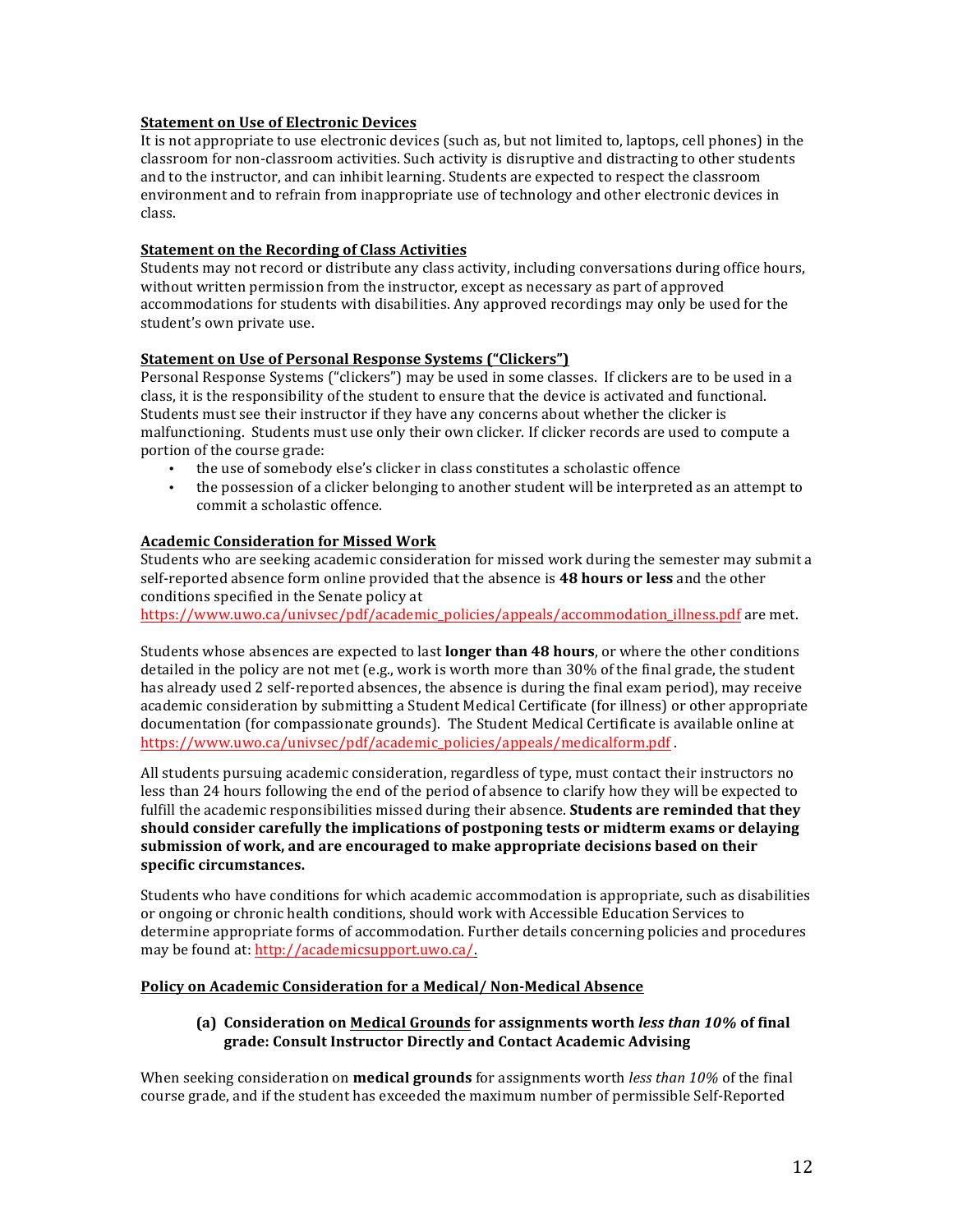**Statement on Use of Electronic Devices**

It is not appropriate to use electronic devices (such as, but not limited to, laptops, cell phones) in the classroom for non-classroom activities. Such activity is disruptive and distracting to other students and to the instructor, and can inhibit learning. Students are expected to respect the classroom environment and to refrain from inappropriate use of technology and other electronic devices in class.

**Statement on the Recording of Class Activities**

Students may not record or distribute any class activity, including conversations during office hours, without written permission from the instructor, except as necessary as part of approved accommodations for students with disabilities. Any approved recordings may only be used for the student's own private use.

**Statement on Use of Personal Response Systems ("Clickers")**

Personal Response Systems ("clickers") may be used in some classes. If clickers are to be used in a class, it is the responsibility of the student to ensure that the device is activated and functional. Students must see their instructor if they have any concerns about whether the clicker is malfunctioning. Students must use only their own clicker. If clicker records are used to compute a portion of the course grade:

- the use of somebody else's clicker in class constitutes a scholastic offence
- the possession of a clicker belonging to another student will be interpreted as an attempt to commit a scholastic offence.

**Academic Consideration for Missed Work**

Students who are seeking academic consideration for missed work during the semester may submit a self-reported absence form online provided that the absence is **48 hours or less** and the other conditions specified in the Senate policy at https://www.uwo.ca/univsec/pdf/academic_policies/appeals/accommodation_illness.pdf are met.

Students whose absences are expected to last **longer than 48 hours**, or where the other conditions detailed in the policy are not met (e.g., work is worth more than 30% of the final grade, the student has already used 2 self-reported absences, the absence is during the final exam period), may receive academic consideration by submitting a Student Medical Certificate (for illness) or other appropriate documentation (for compassionate grounds). The Student Medical Certificate is available online at https://www.uwo.ca/univsec/pdf/academic_policies/appeals/medicalform.pdf .

All students pursuing academic consideration, regardless of type, must contact their instructors no less than 24 hours following the end of the period of absence to clarify how they will be expected to fulfill the academic responsibilities missed during their absence. **Students are reminded that they should consider carefully the implications of postponing tests or midterm exams or delaying submission of work, and are encouraged to make appropriate decisions based on their specific circumstances.**

Students who have conditions for which academic accommodation is appropriate, such as disabilities or ongoing or chronic health conditions, should work with Accessible Education Services to determine appropriate forms of accommodation. Further details concerning policies and procedures may be found at: http://academicsupport.uwo.ca/.

**Policy on Academic Consideration for a Medical/ Non-Medical Absence**

**(a) Consideration on Medical Grounds for assignments worth *less than 10%* of final grade: Consult Instructor Directly and Contact Academic Advising**

When seeking consideration on **medical grounds** for assignments worth *less than 10%* of the final course grade, and if the student has exceeded the maximum number of permissible Self-Reported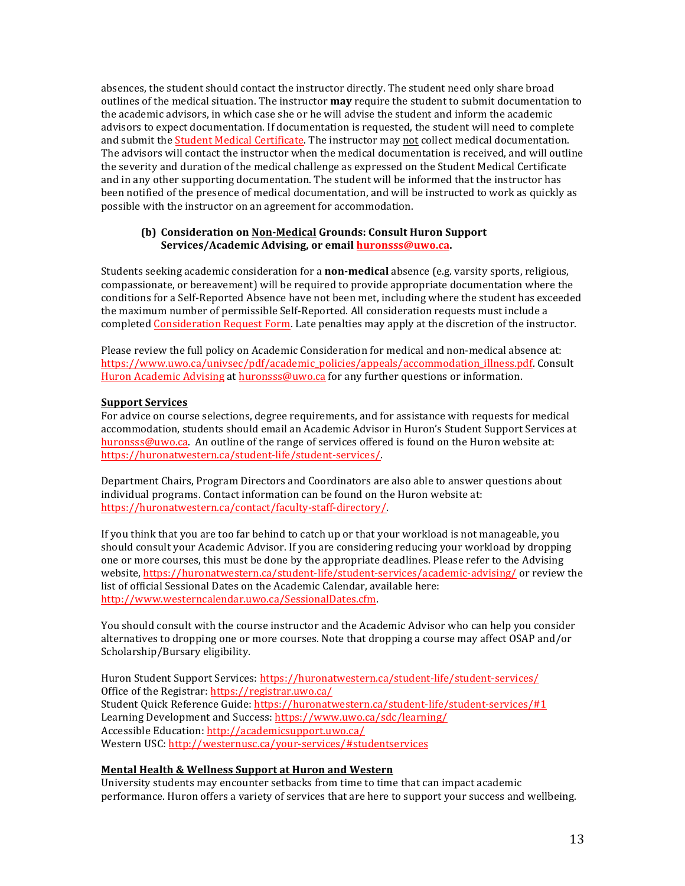absences, the student should contact the instructor directly. The student need only share broad outlines of the medical situation. The instructor **may** require the student to submit documentation to the academic advisors, in which case she or he will advise the student and inform the academic advisors to expect documentation. If documentation is requested, the student will need to complete and submit the Student Medical Certificate. The instructor may not collect medical documentation. The advisors will contact the instructor when the medical documentation is received, and will outline the severity and duration of the medical challenge as expressed on the Student Medical Certificate and in any other supporting documentation. The student will be informed that the instructor has been notified of the presence of medical documentation, and will be instructed to work as quickly as possible with the instructor on an agreement for accommodation.

**(b) Consideration on Non-Medical Grounds: Consult Huron Support Services/Academic Advising, or email huronsss@uwo.ca.**

Students seeking academic consideration for a **non-medical** absence (e.g. varsity sports, religious, compassionate, or bereavement) will be required to provide appropriate documentation where the conditions for a Self-Reported Absence have not been met, including where the student has exceeded the maximum number of permissible Self-Reported. All consideration requests must include a completed Consideration Request Form. Late penalties may apply at the discretion of the instructor.

Please review the full policy on Academic Consideration for medical and non-medical absence at: https://www.uwo.ca/univsec/pdf/academic_policies/appeals/accommodation_illness.pdf. Consult Huron Academic Advising at huronsss@uwo.ca for any further questions or information.

**Support Services**

For advice on course selections, degree requirements, and for assistance with requests for medical accommodation, students should email an Academic Advisor in Huron's Student Support Services at huronsss@uwo.ca. An outline of the range of services offered is found on the Huron website at: https://huronatwestern.ca/student-life/student-services/.

Department Chairs, Program Directors and Coordinators are also able to answer questions about individual programs. Contact information can be found on the Huron website at: https://huronatwestern.ca/contact/faculty-staff-directory/.

If you think that you are too far behind to catch up or that your workload is not manageable, you should consult your Academic Advisor. If you are considering reducing your workload by dropping one or more courses, this must be done by the appropriate deadlines. Please refer to the Advising website, https://huronatwestern.ca/student-life/student-services/academic-advising/ or review the list of official Sessional Dates on the Academic Calendar, available here: http://www.westerncalendar.uwo.ca/SessionalDates.cfm.

You should consult with the course instructor and the Academic Advisor who can help you consider alternatives to dropping one or more courses. Note that dropping a course may affect OSAP and/or Scholarship/Bursary eligibility.

Huron Student Support Services: https://huronatwestern.ca/student-life/student-services/
Office of the Registrar: https://registrar.uwo.ca/
Student Quick Reference Guide: https://huronatwestern.ca/student-life/student-services/#1
Learning Development and Success: https://www.uwo.ca/sdc/learning/
Accessible Education: http://academicsupport.uwo.ca/
Western USC: http://westernusc.ca/your-services/#studentservices

**Mental Health & Wellness Support at Huron and Western**

University students may encounter setbacks from time to time that can impact academic performance. Huron offers a variety of services that are here to support your success and wellbeing.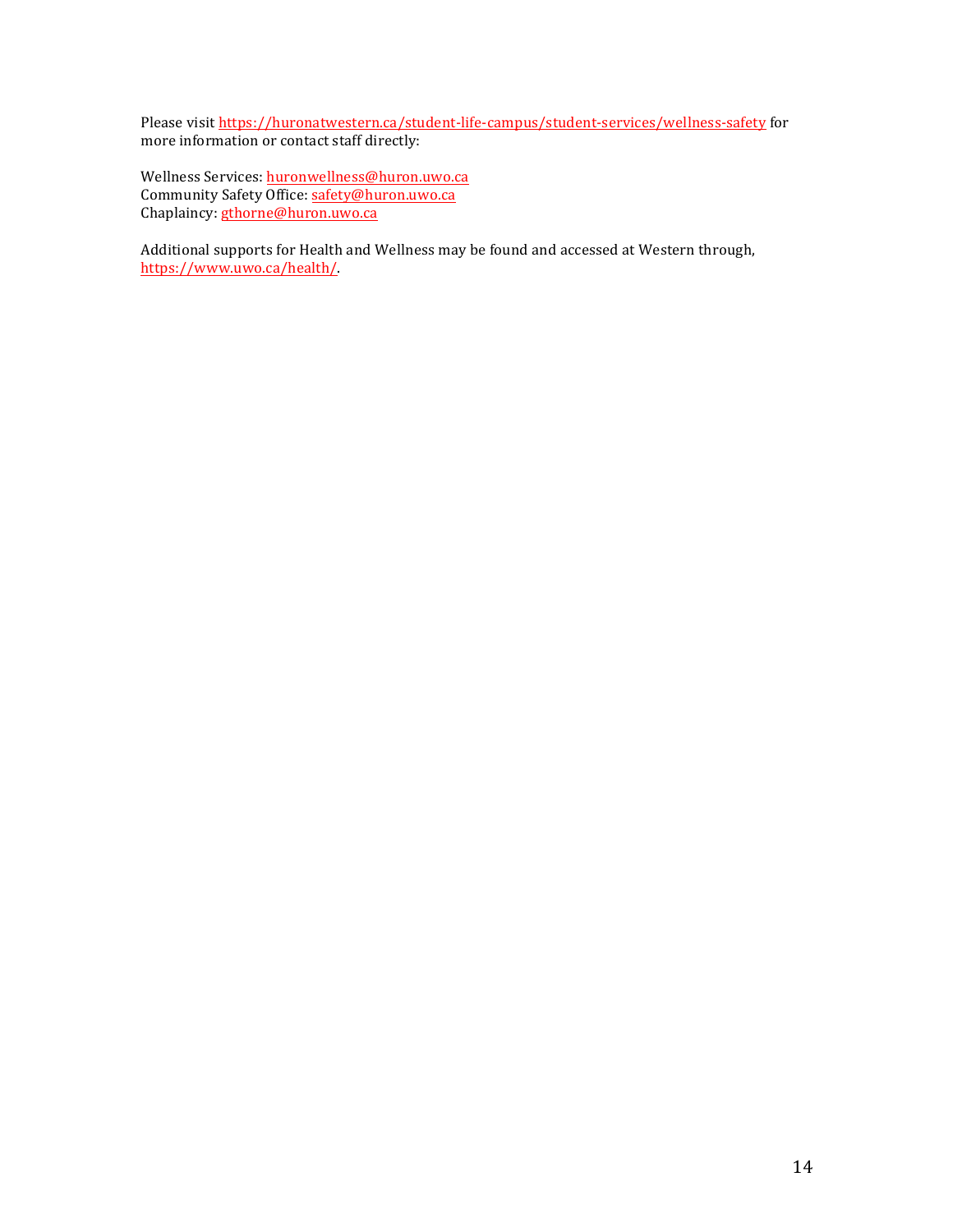Please visit https://huronatwestern.ca/student-life-campus/student-services/wellness-safety for more information or contact staff directly:

Wellness Services: huronwellness@huron.uwo.ca
Community Safety Office: safety@huron.uwo.ca
Chaplaincy: gthorne@huron.uwo.ca

Additional supports for Health and Wellness may be found and accessed at Western through, https://www.uwo.ca/health/.